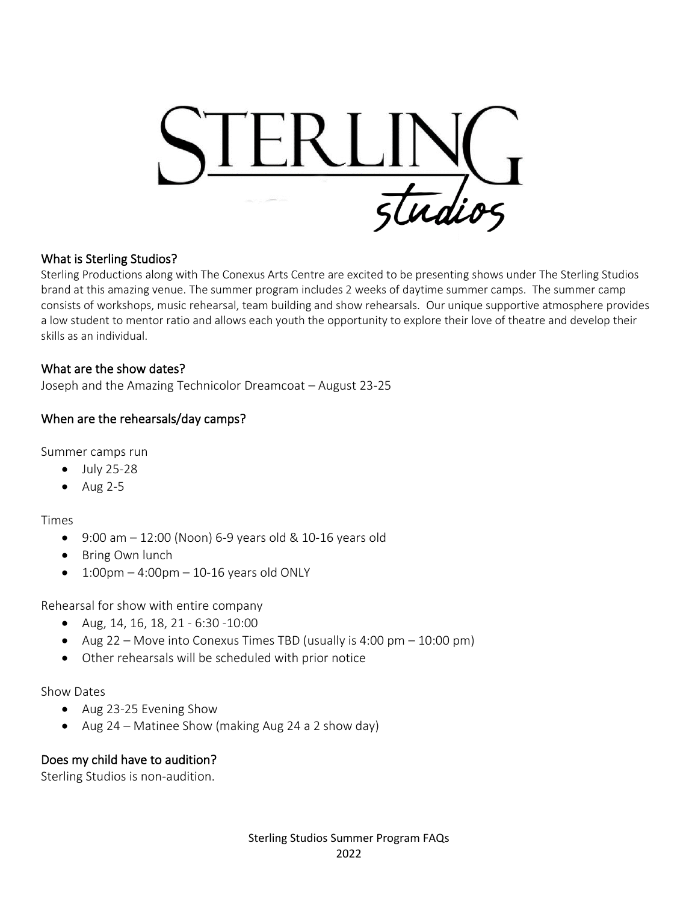# Sterling Studios

## What is Sterling Studios?

Sterling Productions along with The Conexus Arts Centre are excited to be presenting shows under The Sterling Studios brand at this amazing venue. The summer program includes 2 weeks of daytime summer camps. The summer camp consists of workshops, music rehearsal, team building and show rehearsals. Our unique supportive atmosphere provides a low student to mentor ratio and allows each youth the opportunity to explore their love of theatre and develop their skills as an individual.

## What are the show dates?

Joseph and the Amazing Technicolor Dreamcoat – August 23-25

## When are the rehearsals/day camps?

Summer camps run

- July 25-28
- Aug 2-5

Times

- 9:00 am – 12:00 (Noon) 6-9 years old & 10-16 years old
- Bring Own lunch
- 1:00pm – 4:00pm – 10-16 years old ONLY

Rehearsal for show with entire company

- Aug, 14, 16, 18, 21 - 6:30 -10:00
- Aug 22 – Move into Conexus Times TBD (usually is 4:00 pm – 10:00 pm)
- Other rehearsals will be scheduled with prior notice

Show Dates

- Aug 23-25 Evening Show
- Aug 24 – Matinee Show (making Aug 24 a 2 show day)

## Does my child have to audition?

Sterling Studios is non-audition.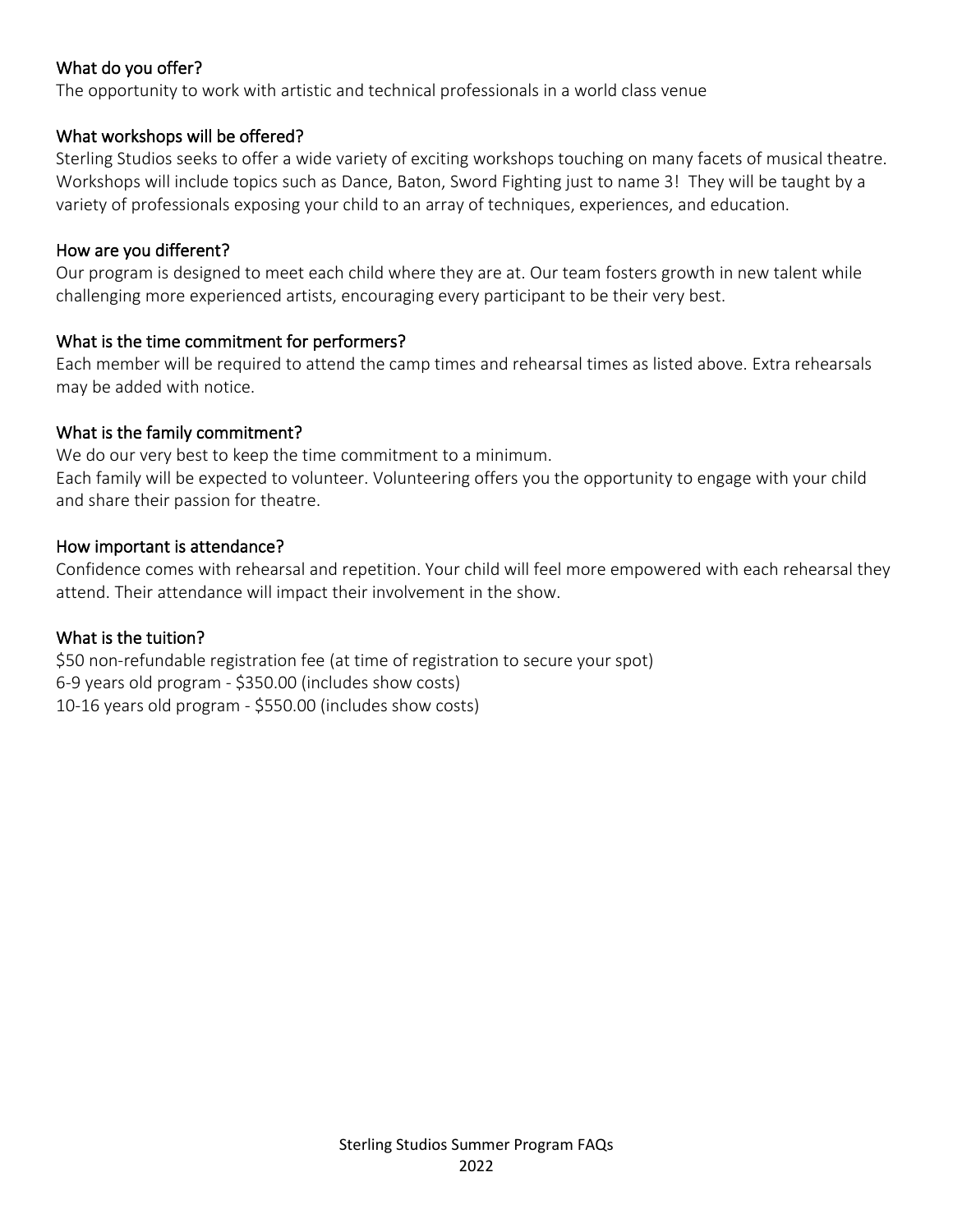### What do you offer?

The opportunity to work with artistic and technical professionals in a world class venue

### What workshops will be offered?

Sterling Studios seeks to offer a wide variety of exciting workshops touching on many facets of musical theatre. Workshops will include topics such as Dance, Baton, Sword Fighting just to name 3! They will be taught by a variety of professionals exposing your child to an array of techniques, experiences, and education.

### How are you different?

Our program is designed to meet each child where they are at. Our team fosters growth in new talent while challenging more experienced artists, encouraging every participant to be their very best.

### What is the time commitment for performers?

Each member will be required to attend the camp times and rehearsal times as listed above. Extra rehearsals may be added with notice.

### What is the family commitment?

We do our very best to keep the time commitment to a minimum.
Each family will be expected to volunteer. Volunteering offers you the opportunity to engage with your child and share their passion for theatre.

### How important is attendance?

Confidence comes with rehearsal and repetition. Your child will feel more empowered with each rehearsal they attend. Their attendance will impact their involvement in the show.

### What is the tuition?

$50 non-refundable registration fee (at time of registration to secure your spot)
6-9 years old program - $350.00 (includes show costs)
10-16 years old program - $550.00 (includes show costs)